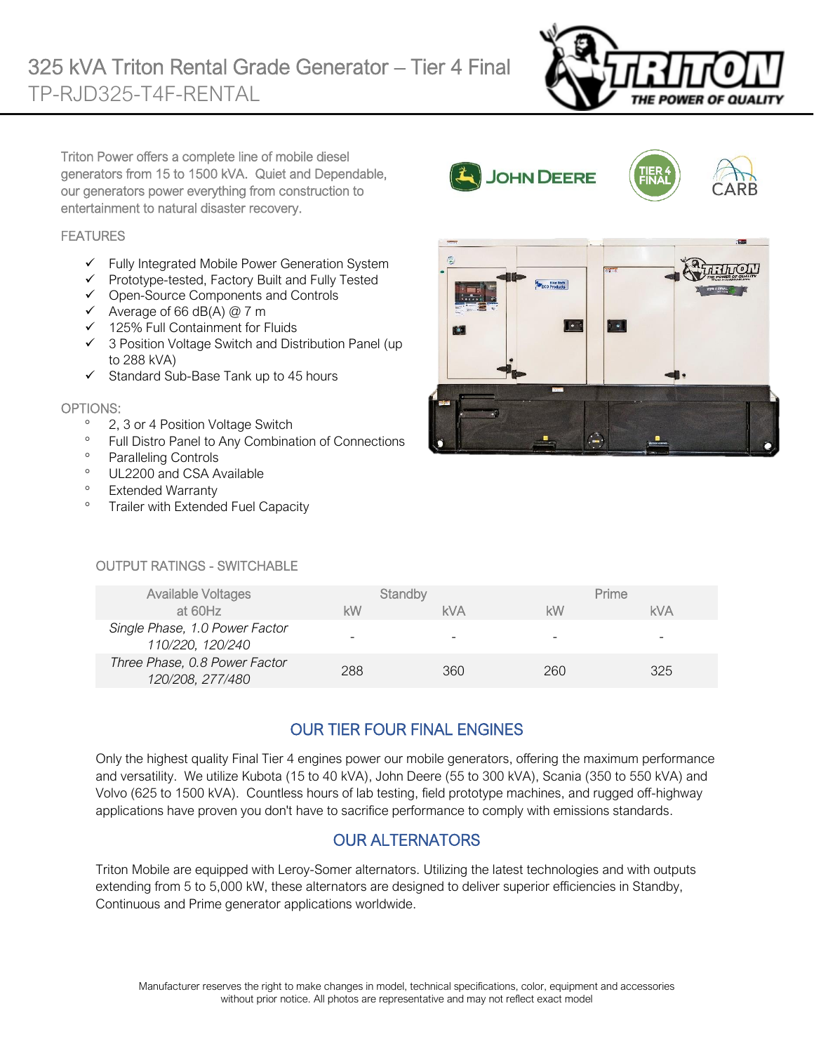# 325 kVA Triton Rental Grade Generator – Tier 4 Final

TP-RJD325-T4F-RENTAL

Triton Power offers a complete line of mobile diesel generators from 15 to 1500 kVA. Quiet and Dependable, our generators power everything from construction to entertainment to natural disaster recovery.

## FEATURES

- ✓ Fully Integrated Mobile Power Generation System
- ✓ Prototype-tested, Factory Built and Fully Tested
- ✓ Open-Source Components and Controls
- ✓ Average of 66 dB(A) @ 7 m
- ✓ 125% Full Containment for Fluids
- ✓ 3 Position Voltage Switch and Distribution Panel (up to 288 kVA)
- ✓ Standard Sub-Base Tank up to 45 hours

## OPTIONS:

- 2, 3 or 4 Position Voltage Switch
- Full Distro Panel to Any Combination of Connections
- Paralleling Controls
- UL2200 and CSA Available
- Extended Warranty
- Trailer with Extended Fuel Capacity

## OUTPUT RATINGS - SWITCHABLE

| Available Voltages at 60Hz | Standby | | Prime | |
|---|---|---|---|---|
| | kW | kVA | kW | kVA |
| *Single Phase, 1.0 Power Factor 110/220, 120/240* | - | - | - | - |
| *Three Phase, 0.8 Power Factor 120/208, 277/480* | 288 | 360 | 260 | 325 |

## OUR TIER FOUR FINAL ENGINES

Only the highest quality Final Tier 4 engines power our mobile generators, offering the maximum performance and versatility. We utilize Kubota (15 to 40 kVA), John Deere (55 to 300 kVA), Scania (350 to 550 kVA) and Volvo (625 to 1500 kVA). Countless hours of lab testing, field prototype machines, and rugged off-highway applications have proven you don't have to sacrifice performance to comply with emissions standards.

## OUR ALTERNATORS

Triton Mobile are equipped with Leroy-Somer alternators. Utilizing the latest technologies and with outputs extending from 5 to 5,000 kW, these alternators are designed to deliver superior efficiencies in Standby, Continuous and Prime generator applications worldwide.

Manufacturer reserves the right to make changes in model, technical specifications, color, equipment and accessories without prior notice. All photos are representative and may not reflect exact model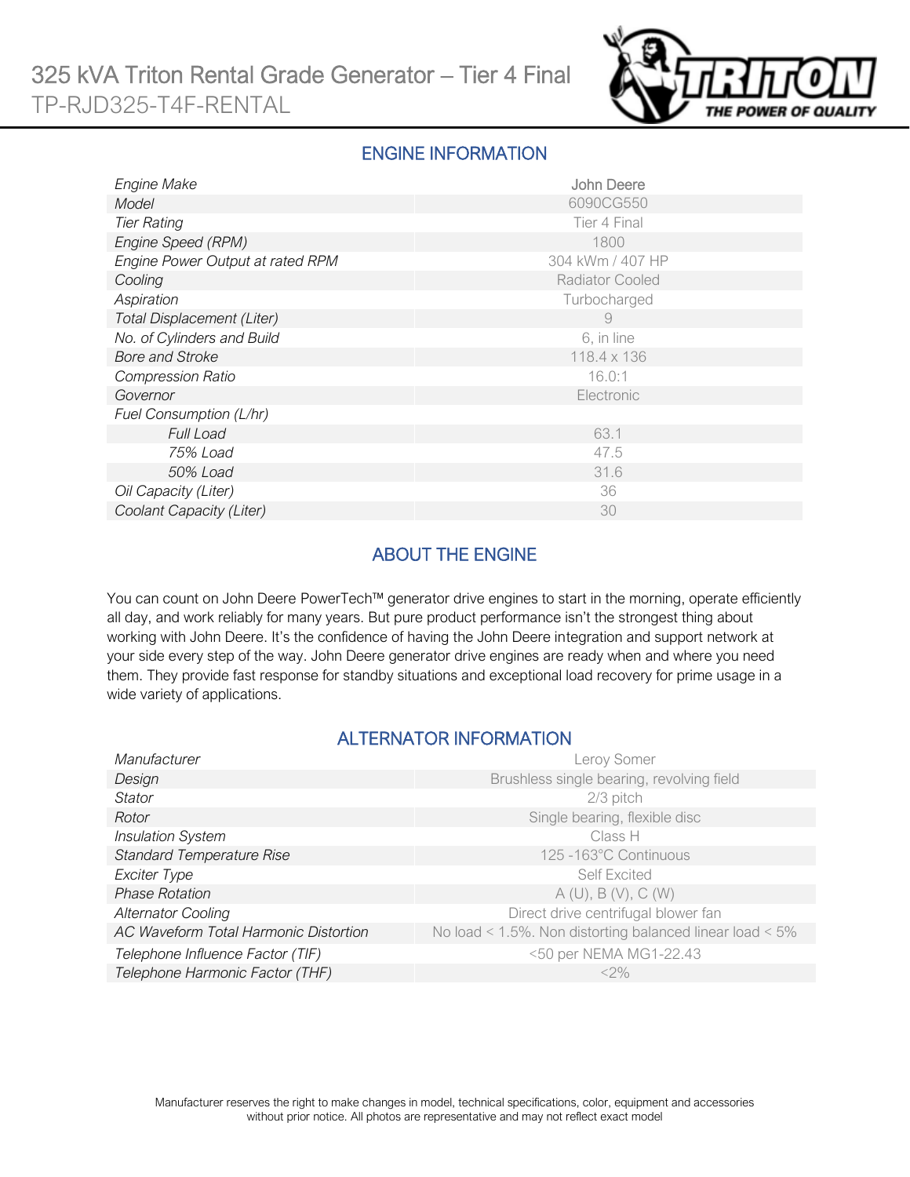# 325 kVA Triton Rental Grade Generator – Tier 4 Final

TP-RJD325-T4F-RENTAL

## ENGINE INFORMATION

| | |
|---|---|
| *Engine Make* | John Deere |
| *Model* | 6090CG550 |
| *Tier Rating* | Tier 4 Final |
| *Engine Speed (RPM)* | 1800 |
| *Engine Power Output at rated RPM* | 304 kWm / 407 HP |
| *Cooling* | Radiator Cooled |
| *Aspiration* | Turbocharged |
| *Total Displacement (Liter)* | 9 |
| *No. of Cylinders and Build* | 6, in line |
| *Bore and Stroke* | 118.4 x 136 |
| *Compression Ratio* | 16.0:1 |
| *Governor* | Electronic |
| *Fuel Consumption (L/hr)* | |
| *Full Load* | 63.1 |
| *75% Load* | 47.5 |
| *50% Load* | 31.6 |
| *Oil Capacity (Liter)* | 36 |
| *Coolant Capacity (Liter)* | 30 |

## ABOUT THE ENGINE

You can count on John Deere PowerTech™ generator drive engines to start in the morning, operate efficiently all day, and work reliably for many years. But pure product performance isn't the strongest thing about working with John Deere. It's the confidence of having the John Deere integration and support network at your side every step of the way. John Deere generator drive engines are ready when and where you need them. They provide fast response for standby situations and exceptional load recovery for prime usage in a wide variety of applications.

## ALTERNATOR INFORMATION

| | |
|---|---|
| *Manufacturer* | Leroy Somer |
| *Design* | Brushless single bearing, revolving field |
| *Stator* | 2/3 pitch |
| *Rotor* | Single bearing, flexible disc |
| *Insulation System* | Class H |
| *Standard Temperature Rise* | 125 -163°C Continuous |
| *Exciter Type* | Self Excited |
| *Phase Rotation* | A (U), B (V), C (W) |
| *Alternator Cooling* | Direct drive centrifugal blower fan |
| *AC Waveform Total Harmonic Distortion* | No load < 1.5%. Non distorting balanced linear load < 5% |
| *Telephone Influence Factor (TIF)* | <50 per NEMA MG1-22.43 |
| *Telephone Harmonic Factor (THF)* | <2% |

Manufacturer reserves the right to make changes in model, technical specifications, color, equipment and accessories without prior notice. All photos are representative and may not reflect exact model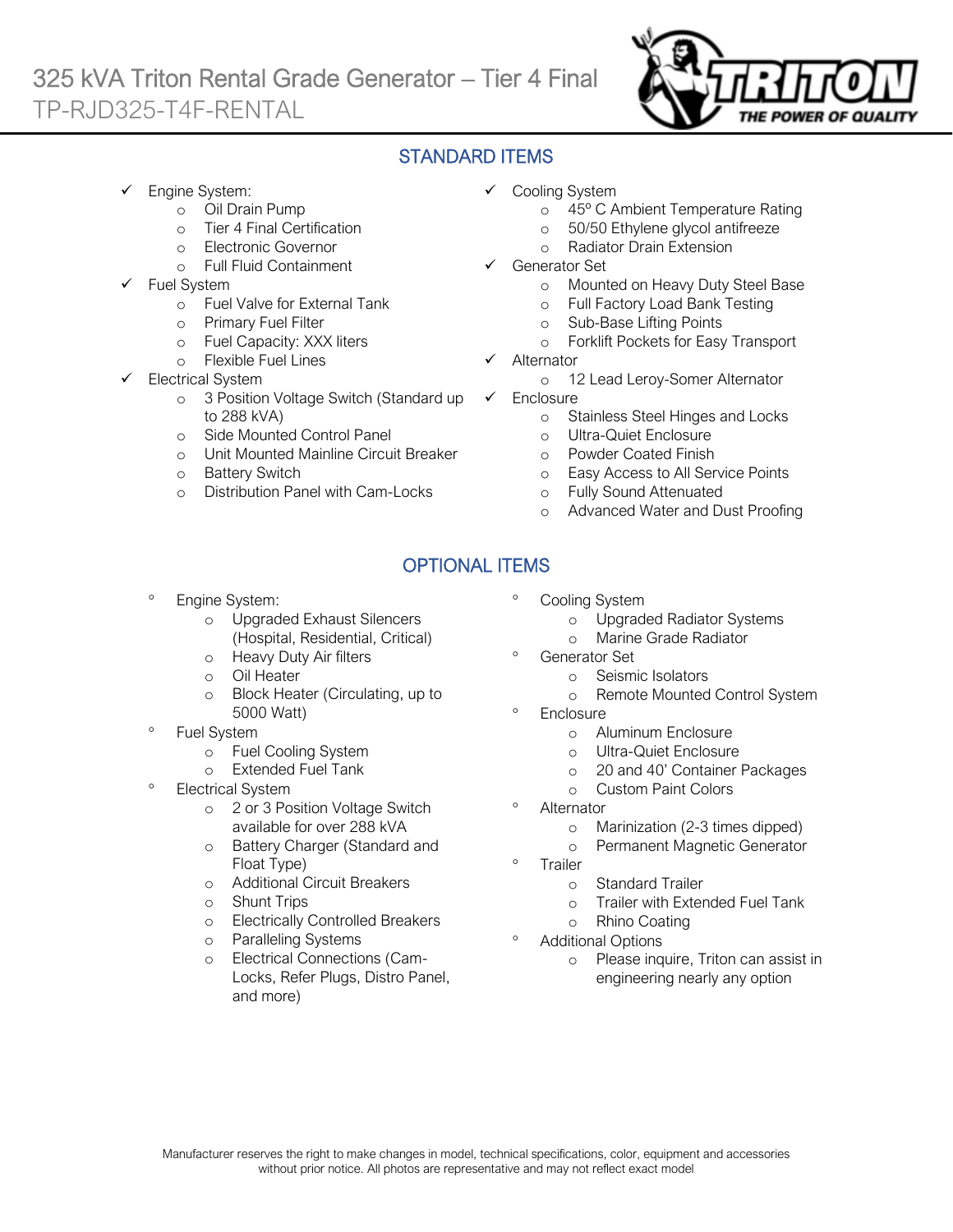# 325 kVA Triton Rental Grade Generator – Tier 4 Final

TP-RJD325-T4F-RENTAL

## STANDARD ITEMS

- ✓ Engine System:
  - Oil Drain Pump
  - Tier 4 Final Certification
  - Electronic Governor
  - Full Fluid Containment
- ✓ Fuel System
  - Fuel Valve for External Tank
  - Primary Fuel Filter
  - Fuel Capacity: XXX liters
  - Flexible Fuel Lines
- ✓ Electrical System
  - 3 Position Voltage Switch (Standard up to 288 kVA)
  - Side Mounted Control Panel
  - Unit Mounted Mainline Circuit Breaker
  - Battery Switch
  - Distribution Panel with Cam-Locks
- ✓ Cooling System
  - 45º C Ambient Temperature Rating
  - 50/50 Ethylene glycol antifreeze
  - Radiator Drain Extension
- ✓ Generator Set
  - Mounted on Heavy Duty Steel Base
  - Full Factory Load Bank Testing
  - Sub-Base Lifting Points
  - Forklift Pockets for Easy Transport
- ✓ Alternator
  - 12 Lead Leroy-Somer Alternator
- ✓ Enclosure
  - Stainless Steel Hinges and Locks
  - Ultra-Quiet Enclosure
  - Powder Coated Finish
  - Easy Access to All Service Points
  - Fully Sound Attenuated
  - Advanced Water and Dust Proofing

## OPTIONAL ITEMS

- Engine System:
  - Upgraded Exhaust Silencers (Hospital, Residential, Critical)
  - Heavy Duty Air filters
  - Oil Heater
  - Block Heater (Circulating, up to 5000 Watt)
- Fuel System
  - Fuel Cooling System
  - Extended Fuel Tank
- Electrical System
  - 2 or 3 Position Voltage Switch available for over 288 kVA
  - Battery Charger (Standard and Float Type)
  - Additional Circuit Breakers
  - Shunt Trips
  - Electrically Controlled Breakers
  - Paralleling Systems
  - Electrical Connections (Cam-Locks, Refer Plugs, Distro Panel, and more)
- Cooling System
  - Upgraded Radiator Systems
  - Marine Grade Radiator
- Generator Set
  - Seismic Isolators
  - Remote Mounted Control System
- Enclosure
  - Aluminum Enclosure
  - Ultra-Quiet Enclosure
  - 20 and 40' Container Packages
  - Custom Paint Colors
- Alternator
  - Marinization (2-3 times dipped)
  - Permanent Magnetic Generator
- Trailer
  - Standard Trailer
  - Trailer with Extended Fuel Tank
  - Rhino Coating
- Additional Options
  - Please inquire, Triton can assist in engineering nearly any option

Manufacturer reserves the right to make changes in model, technical specifications, color, equipment and accessories without prior notice. All photos are representative and may not reflect exact model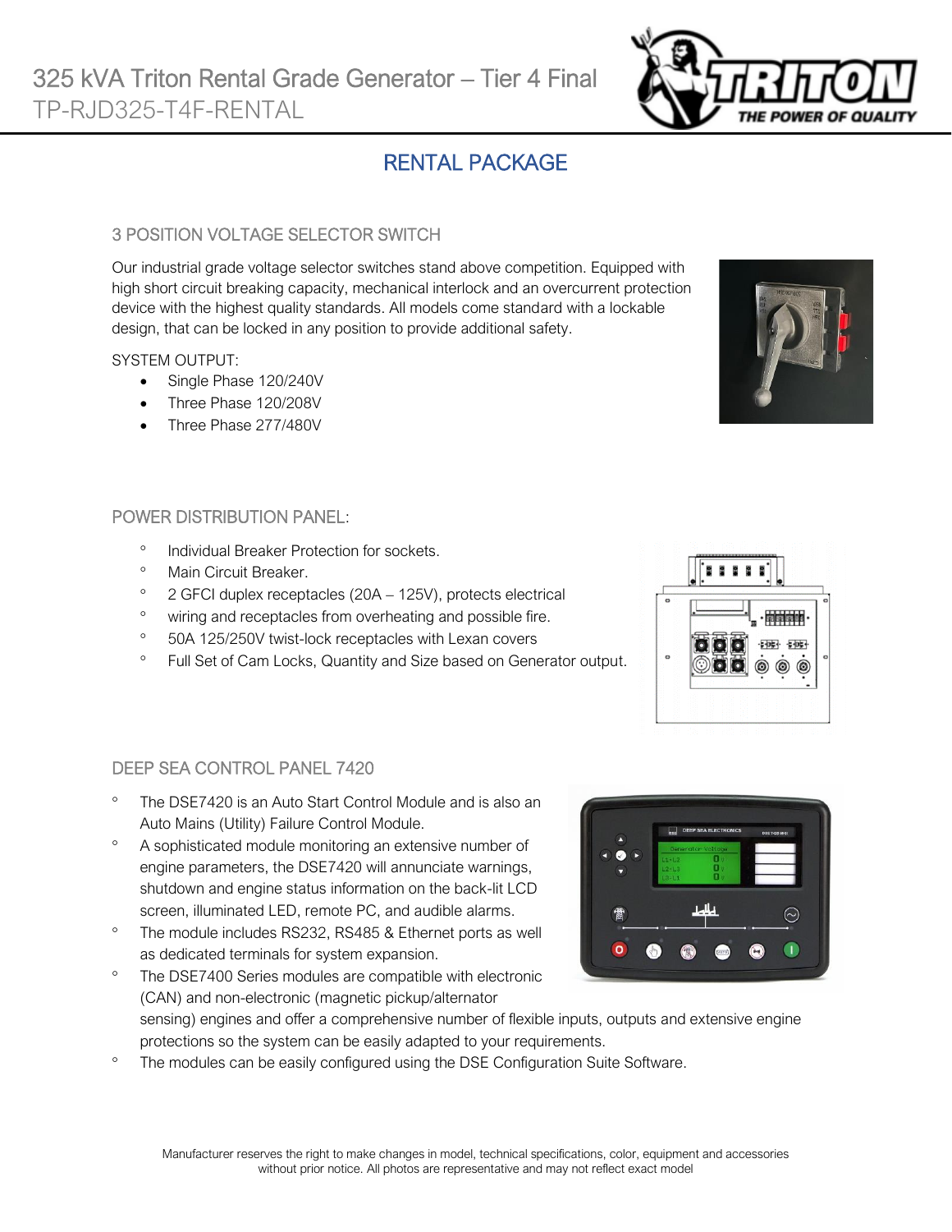# 325 kVA Triton Rental Grade Generator – Tier 4 Final

TP-RJD325-T4F-RENTAL

## RENTAL PACKAGE

### 3 POSITION VOLTAGE SELECTOR SWITCH

Our industrial grade voltage selector switches stand above competition. Equipped with high short circuit breaking capacity, mechanical interlock and an overcurrent protection device with the highest quality standards. All models come standard with a lockable design, that can be locked in any position to provide additional safety.

SYSTEM OUTPUT:

- Single Phase 120/240V
- Three Phase 120/208V
- Three Phase 277/480V

### POWER DISTRIBUTION PANEL:

- Individual Breaker Protection for sockets.
- Main Circuit Breaker.
- 2 GFCI duplex receptacles (20A – 125V), protects electrical
- wiring and receptacles from overheating and possible fire.
- 50A 125/250V twist-lock receptacles with Lexan covers
- Full Set of Cam Locks, Quantity and Size based on Generator output.

### DEEP SEA CONTROL PANEL 7420

- The DSE7420 is an Auto Start Control Module and is also an Auto Mains (Utility) Failure Control Module.
- A sophisticated module monitoring an extensive number of engine parameters, the DSE7420 will annunciate warnings, shutdown and engine status information on the back-lit LCD screen, illuminated LED, remote PC, and audible alarms.
- The module includes RS232, RS485 & Ethernet ports as well as dedicated terminals for system expansion.
- The DSE7400 Series modules are compatible with electronic (CAN) and non-electronic (magnetic pickup/alternator sensing) engines and offer a comprehensive number of flexible inputs, outputs and extensive engine protections so the system can be easily adapted to your requirements.
- The modules can be easily configured using the DSE Configuration Suite Software.

Manufacturer reserves the right to make changes in model, technical specifications, color, equipment and accessories without prior notice. All photos are representative and may not reflect exact model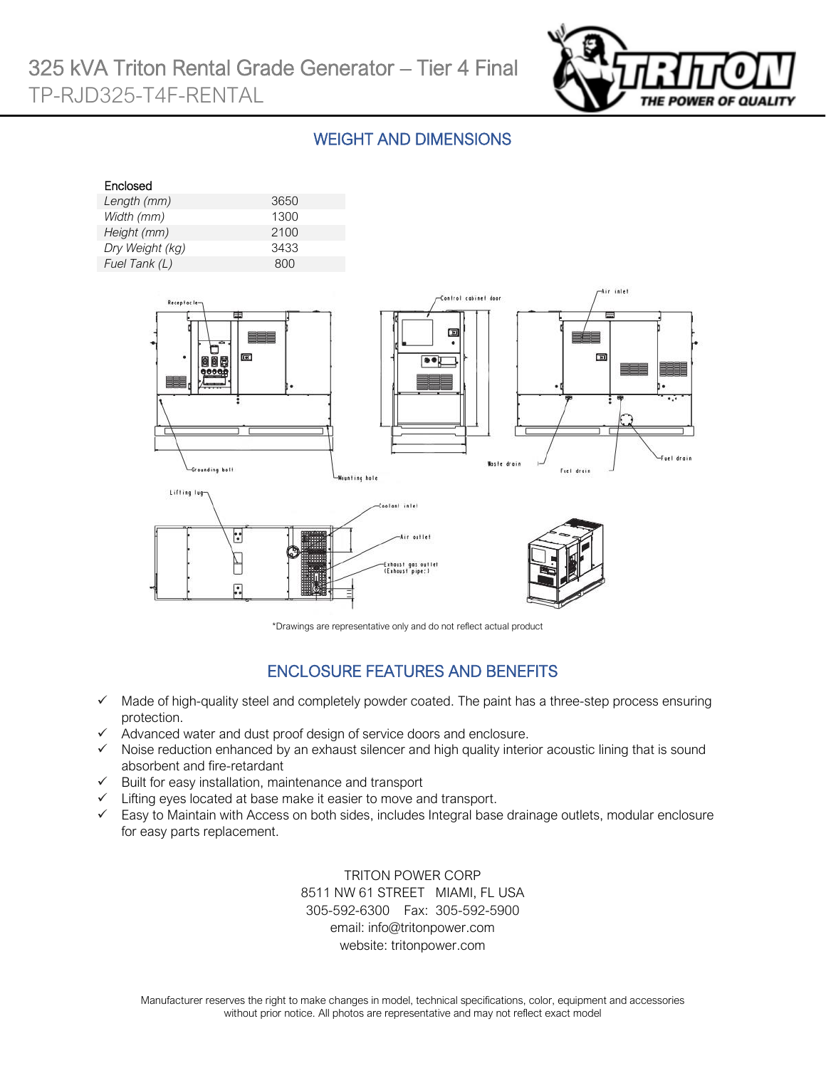# 325 kVA Triton Rental Grade Generator – Tier 4 Final

TP-RJD325-T4F-RENTAL

## WEIGHT AND DIMENSIONS

| Enclosed | |
|---|---|
| *Length (mm)* | 3650 |
| *Width (mm)* | 1300 |
| *Height (mm)* | 2100 |
| *Dry Weight (kg)* | 3433 |
| *Fuel Tank (L)* | 800 |

Receptacle
Control cabinet door
Air inlet
Grounding bolt
Mounting hole
Waste drain
Fuel drain
Fuel drain
Lifting lug
Coolant inlet
Air outlet
Exhaust gas outlet (Exhaust pipe:)

*Drawings are representative only and do not reflect actual product

## ENCLOSURE FEATURES AND BENEFITS

- ✓ Made of high-quality steel and completely powder coated. The paint has a three-step process ensuring protection.
- ✓ Advanced water and dust proof design of service doors and enclosure.
- ✓ Noise reduction enhanced by an exhaust silencer and high quality interior acoustic lining that is sound absorbent and fire-retardant
- ✓ Built for easy installation, maintenance and transport
- ✓ Lifting eyes located at base make it easier to move and transport.
- ✓ Easy to Maintain with Access on both sides, includes Integral base drainage outlets, modular enclosure for easy parts replacement.

TRITON POWER CORP
8511 NW 61 STREET MIAMI, FL USA
305-592-6300 Fax: 305-592-5900
email: info@tritonpower.com
website: tritonpower.com

Manufacturer reserves the right to make changes in model, technical specifications, color, equipment and accessories without prior notice. All photos are representative and may not reflect exact model